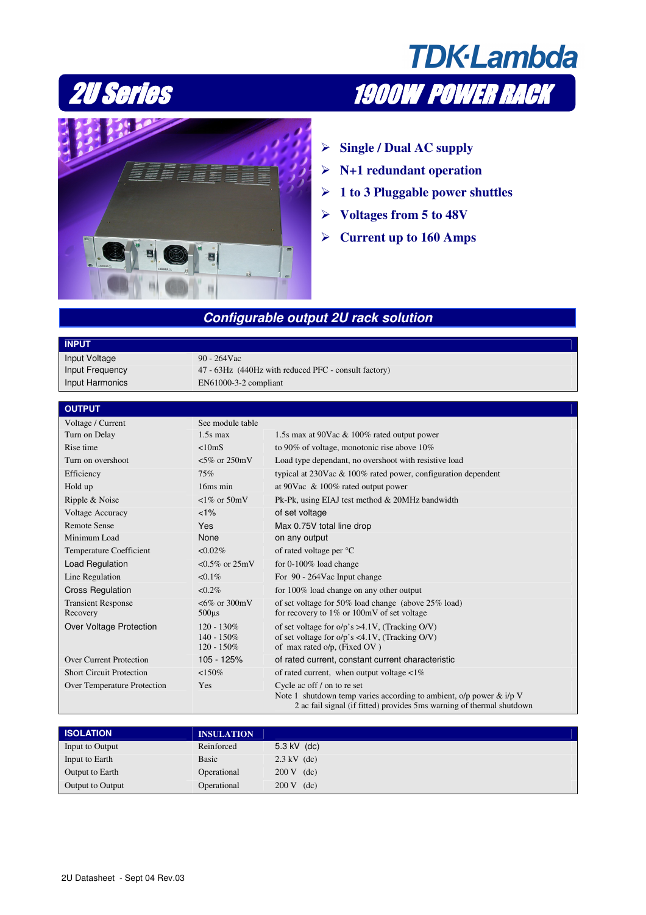# TDK·Lambda

## 2U Series — 1900W POWER RACK

- Single / Dual AC supply
- N+1 redundant operation
- 1 to 3 Pluggable power shuttles
- Voltages from 5 to 48V
- Current up to 160 Amps

## Configurable output 2U rack solution

| INPUT | | |
|---|---|---|
| Input Voltage | 90 - 264Vac | |
| Input Frequency | 47 - 63Hz (440Hz with reduced PFC - consult factory) | |
| Input Harmonics | EN61000-3-2 compliant | |

| OUTPUT | | |
|---|---|---|
| Voltage / Current | See module table | |
| Turn on Delay | 1.5s max | 1.5s max at 90Vac & 100% rated output power |
| Rise time | <10mS | to 90% of voltage, monotonic rise above 10% |
| Turn on overshoot | <5% or 250mV | Load type dependant, no overshoot with resistive load |
| Efficiency | 75% | typical at 230Vac & 100% rated power, configuration dependent |
| Hold up | 16ms min | at 90Vac & 100% rated output power |
| Ripple & Noise | <1% or 50mV | Pk-Pk, using EIAJ test method & 20MHz bandwidth |
| Voltage Accuracy | <1% | of set voltage |
| Remote Sense | Yes | Max 0.75V total line drop |
| Minimum Load | None | on any output |
| Temperature Coefficient | <0.02% | of rated voltage per °C |
| Load Regulation | <0.5% or 25mV | for 0-100% load change |
| Line Regulation | <0.1% | For 90 - 264Vac Input change |
| Cross Regulation | <0.2% | for 100% load change on any other output |
| Transient Response<br>Recovery | <6% or 300mV<br>500µs | of set voltage for 50% load change (above 25% load)<br>for recovery to 1% or 100mV of set voltage |
| Over Voltage Protection | 120 - 130%<br>140 - 150%<br>120 - 150% | of set voltage for o/p's >4.1V, (Tracking O/V)<br>of set voltage for o/p's <4.1V, (Tracking O/V)<br>of max rated o/p, (Fixed OV ) |
| Over Current Protection | 105 - 125% | of rated current, constant current characteristic |
| Short Circuit Protection | <150% | of rated current, when output voltage <1% |
| Over Temperature Protection | Yes | Cycle ac off / on to re set<br>Note 1 shutdown temp varies according to ambient, o/p power & i/p V<br>2 ac fail signal (if fitted) provides 5ms warning of thermal shutdown |

| ISOLATION | INSULATION | |
|---|---|---|
| Input to Output | Reinforced | 5.3 kV (dc) |
| Input to Earth | Basic | 2.3 kV (dc) |
| Output to Earth | Operational | 200 V (dc) |
| Output to Output | Operational | 200 V (dc) |

2U Datasheet - Sept 04 Rev.03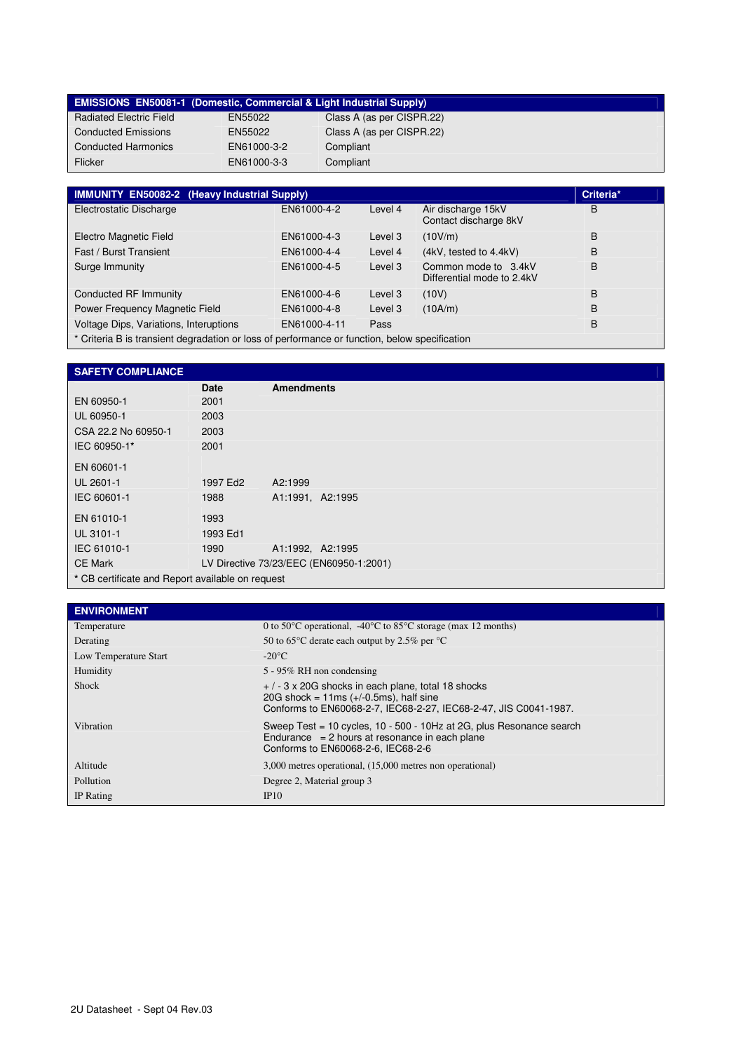| EMISSIONS EN50081-1 (Domestic, Commercial & Light Industrial Supply) | | |
|---|---|---|
| Radiated Electric Field | EN55022 | Class A (as per CISPR.22) |
| Conducted Emissions | EN55022 | Class A (as per CISPR.22) |
| Conducted Harmonics | EN61000-3-2 | Compliant |
| Flicker | EN61000-3-3 | Compliant |

| IMMUNITY EN50082-2 (Heavy Industrial Supply) | | | | Criteria* |
|---|---|---|---|---|
| Electrostatic Discharge | EN61000-4-2 | Level 4 | Air discharge 15kV<br>Contact discharge 8kV | B |
| Electro Magnetic Field | EN61000-4-3 | Level 3 | (10V/m) | B |
| Fast / Burst Transient | EN61000-4-4 | Level 4 | (4kV, tested to 4.4kV) | B |
| Surge Immunity | EN61000-4-5 | Level 3 | Common mode to 3.4kV<br>Differential mode to 2.4kV | B |
| Conducted RF Immunity | EN61000-4-6 | Level 3 | (10V) | B |
| Power Frequency Magnetic Field | EN61000-4-8 | Level 3 | (10A/m) | B |
| Voltage Dips, Variations, Interuptions | EN61000-4-11 | Pass | | B |

* Criteria B is transient degradation or loss of performance or function, below specification

| SAFETY COMPLIANCE | | |
|---|---|---|
| | **Date** | **Amendments** |
| EN 60950-1 | 2001 | |
| UL 60950-1 | 2003 | |
| CSA 22.2 No 60950-1 | 2003 | |
| IEC 60950-1* | 2001 | |
| EN 60601-1 | | |
| UL 2601-1 | 1997 Ed2 | A2:1999 |
| IEC 60601-1 | 1988 | A1:1991, A2:1995 |
| EN 61010-1 | 1993 | |
| UL 3101-1 | 1993 Ed1 | |
| IEC 61010-1 | 1990 | A1:1992, A2:1995 |
| CE Mark | LV Directive 73/23/EEC (EN60950-1:2001) | |

* CB certificate and Report available on request

| ENVIRONMENT | |
|---|---|
| Temperature | 0 to 50°C operational, -40°C to 85°C storage (max 12 months) |
| Derating | 50 to 65°C derate each output by 2.5% per °C |
| Low Temperature Start | -20°C |
| Humidity | 5 - 95% RH non condensing |
| Shock | + / - 3 x 20G shocks in each plane, total 18 shocks<br>20G shock = 11ms (+/-0.5ms), half sine<br>Conforms to EN60068-2-7, IEC68-2-27, IEC68-2-47, JIS C0041-1987. |
| Vibration | Sweep Test = 10 cycles, 10 - 500 - 10Hz at 2G, plus Resonance search<br>Endurance = 2 hours at resonance in each plane<br>Conforms to EN60068-2-6, IEC68-2-6 |
| Altitude | 3,000 metres operational, (15,000 metres non operational) |
| Pollution | Degree 2, Material group 3 |
| IP Rating | IP10 |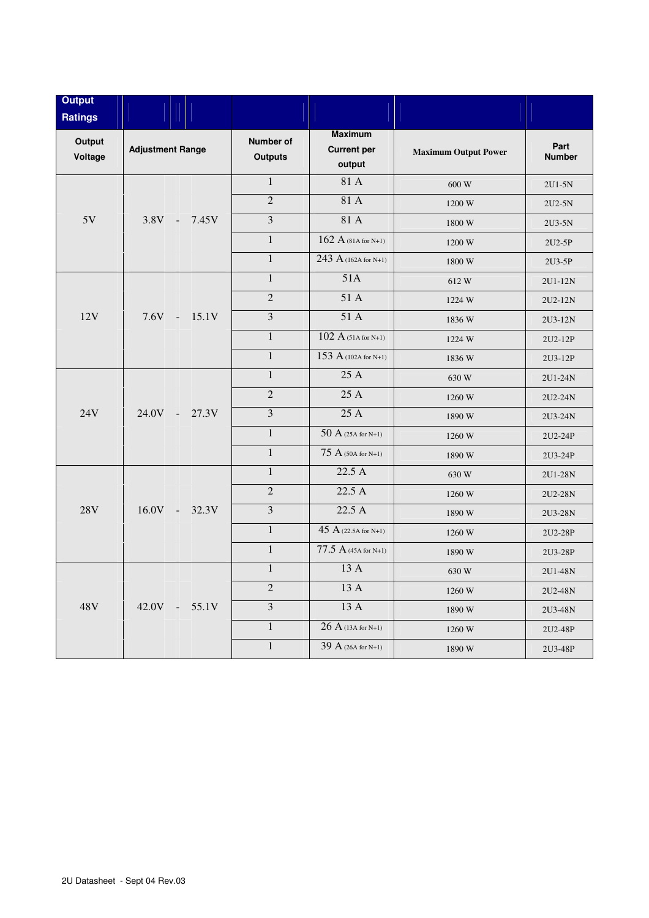## Output Ratings

| Output Voltage | Adjustment Range | Number of Outputs | Maximum Current per output | Maximum Output Power | Part Number |
|---|---|---|---|---|---|
| 5V | 3.8V - 7.45V | 1 | 81 A | 600 W | 2U1-5N |
| | | 2 | 81 A | 1200 W | 2U2-5N |
| | | 3 | 81 A | 1800 W | 2U3-5N |
| | | 1 | 162 A (81A for N+1) | 1200 W | 2U2-5P |
| | | 1 | 243 A (162A for N+1) | 1800 W | 2U3-5P |
| 12V | 7.6V - 15.1V | 1 | 51A | 612 W | 2U1-12N |
| | | 2 | 51 A | 1224 W | 2U2-12N |
| | | 3 | 51 A | 1836 W | 2U3-12N |
| | | 1 | 102 A (51A for N+1) | 1224 W | 2U2-12P |
| | | 1 | 153 A (102A for N+1) | 1836 W | 2U3-12P |
| 24V | 24.0V - 27.3V | 1 | 25 A | 630 W | 2U1-24N |
| | | 2 | 25 A | 1260 W | 2U2-24N |
| | | 3 | 25 A | 1890 W | 2U3-24N |
| | | 1 | 50 A (25A for N+1) | 1260 W | 2U2-24P |
| | | 1 | 75 A (50A for N+1) | 1890 W | 2U3-24P |
| 28V | 16.0V - 32.3V | 1 | 22.5 A | 630 W | 2U1-28N |
| | | 2 | 22.5 A | 1260 W | 2U2-28N |
| | | 3 | 22.5 A | 1890 W | 2U3-28N |
| | | 1 | 45 A (22.5A for N+1) | 1260 W | 2U2-28P |
| | | 1 | 77.5 A (45A for N+1) | 1890 W | 2U3-28P |
| 48V | 42.0V - 55.1V | 1 | 13 A | 630 W | 2U1-48N |
| | | 2 | 13 A | 1260 W | 2U2-48N |
| | | 3 | 13 A | 1890 W | 2U3-48N |
| | | 1 | 26 A (13A for N+1) | 1260 W | 2U2-48P |
| | | 1 | 39 A (26A for N+1) | 1890 W | 2U3-48P |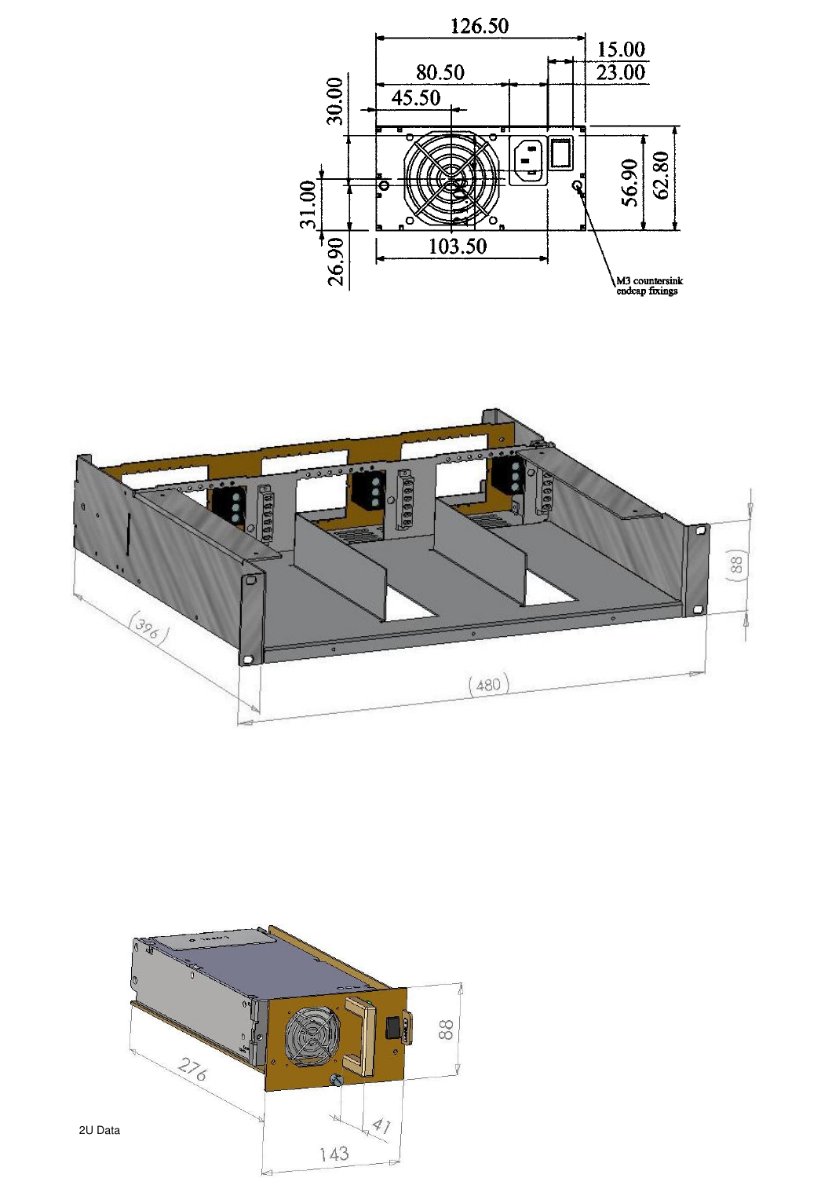126.50

15.00

23.00

80.50

45.50

30.00

31.00

26.90

103.50

56.90

62.80

M3 countersink endcap fixings

(396)

(480)

(88)

276

88

41

143

2U Data